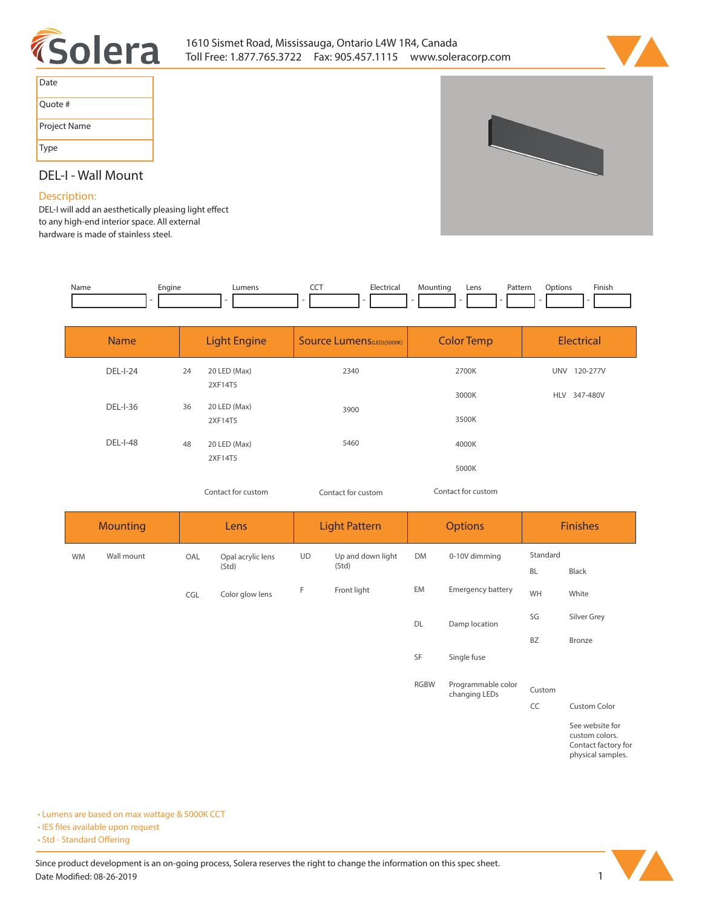# Solera

1610 Sismet Road, Mississauga, Ontario L4W 1R4, Canada
Toll Free: 1.877.765.3722 Fax: 905.457.1115 www.soleracorp.com

| Date | |
|---|---|
| Quote # | |
| Project Name | |
| Type | |

## DEL-I - Wall Mount

### Description:

DEL-I will add an aesthetically pleasing light effect to any high-end interior space. All external hardware is made of stainless steel.

| Name | | Engine | | Lumens | | CCT | | Electrical | | Mounting | | Lens | | Pattern | | Options | | Finish |
|---|---|---|---|---|---|---|---|---|---|---|---|---|---|---|---|---|---|---|
| | - | | - | | - | | - | | - | | - | | - | | - | | - | |

| Name | Light Engine | | Source Lumens(LED)(5000K) | Color Temp | Electrical |
|---|---|---|---|---|---|
| DEL-I-24 | 24 | 20 LED (Max) 2XF14T5 | 2340 | 2700K | UNV 120-277V |
| | | | | 3000K | HLV 347-480V |
| DEL-I-36 | 36 | 20 LED (Max) 2XF14T5 | 3900 | 3500K | |
| DEL-I-48 | 48 | 20 LED (Max) 2XF14T5 | 5460 | 4000K | |
| | | | | 5000K | |
| | | Contact for custom | Contact for custom | Contact for custom | |

| Mounting | | Lens | | Light Pattern | | Options | | Finishes | |
|---|---|---|---|---|---|---|---|---|---|
| WM | Wall mount | OAL | Opal acrylic lens (Std) | UD | Up and down light (Std) | DM | 0-10V dimming | Standard | |
| | | | | | | | | BL | Black |
| | | CGL | Color glow lens | F | Front light | EM | Emergency battery | WH | White |
| | | | | | | DL | Damp location | SG | Silver Grey |
| | | | | | | | | BZ | Bronze |
| | | | | | | SF | Single fuse | | |
| | | | | | | RGBW | Programmable color changing LEDs | Custom | |
| | | | | | | | | CC | Custom Color |
| | | | | | | | | | See website for custom colors. Contact factory for physical samples. |

- Lumens are based on max wattage & 5000K CCT
- IES files available upon request
- Std - Standard Offering

Since product development is an on-going process, Solera reserves the right to change the information on this spec sheet.
Date Modified: 08-26-2019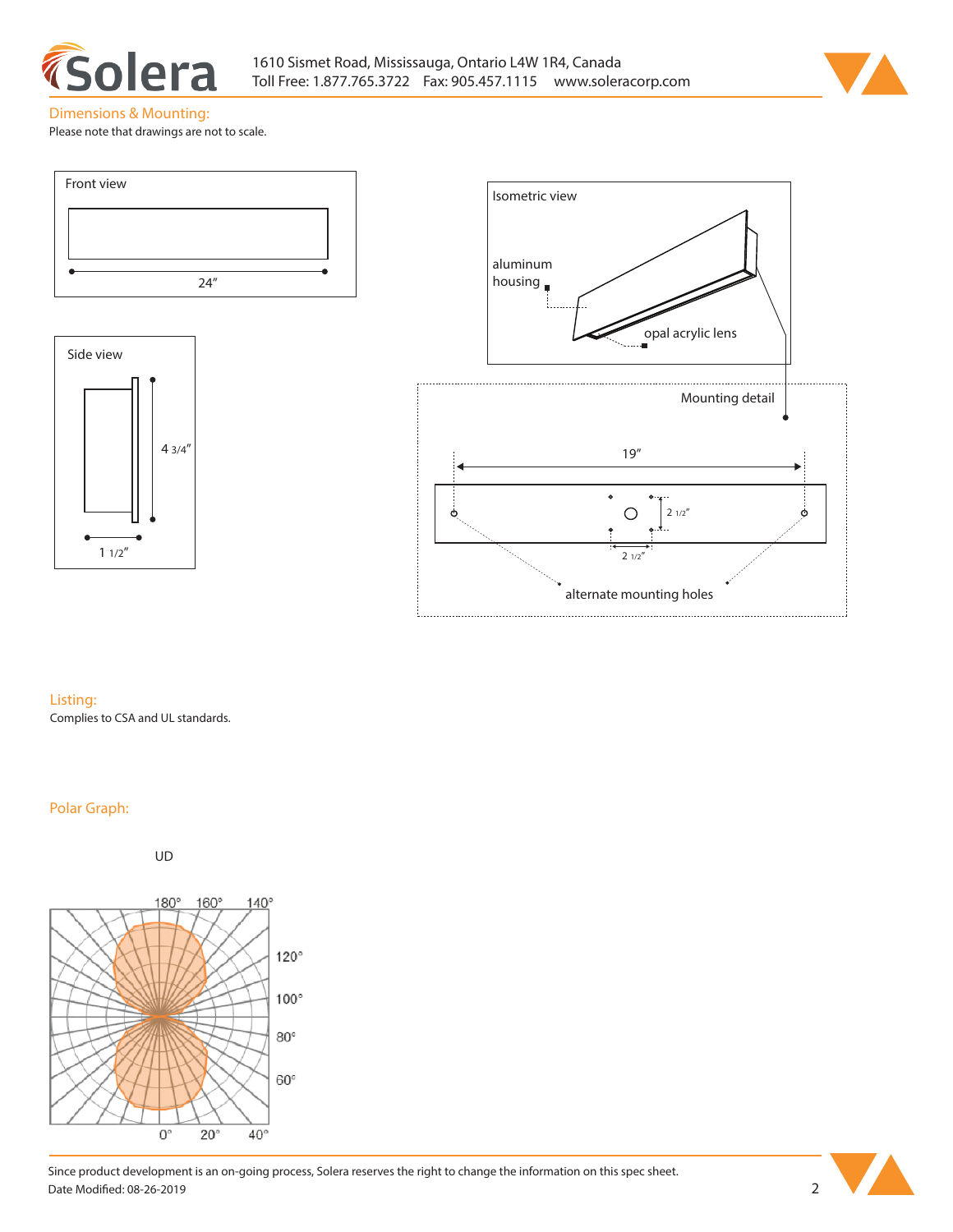1610 Sismet Road, Mississauga, Ontario L4W 1R4, Canada
Toll Free: 1.877.765.3722 Fax: 905.457.1115 www.soleracorp.com

## Dimensions & Mounting:

Please note that drawings are not to scale.

Front view

24″

Side view

4 3/4″

1 1/2″

Isometric view

aluminum housing

opal acrylic lens

Mounting detail

19″

2 1/2″

2 1/2″

alternate mounting holes

## Listing:

Complies to CSA and UL standards.

## Polar Graph:

UD

180° 160° 140°

120°

100°

80°

60°

0° 20° 40°

Since product development is an on-going process, Solera reserves the right to change the information on this spec sheet.
Date Modified: 08-26-2019